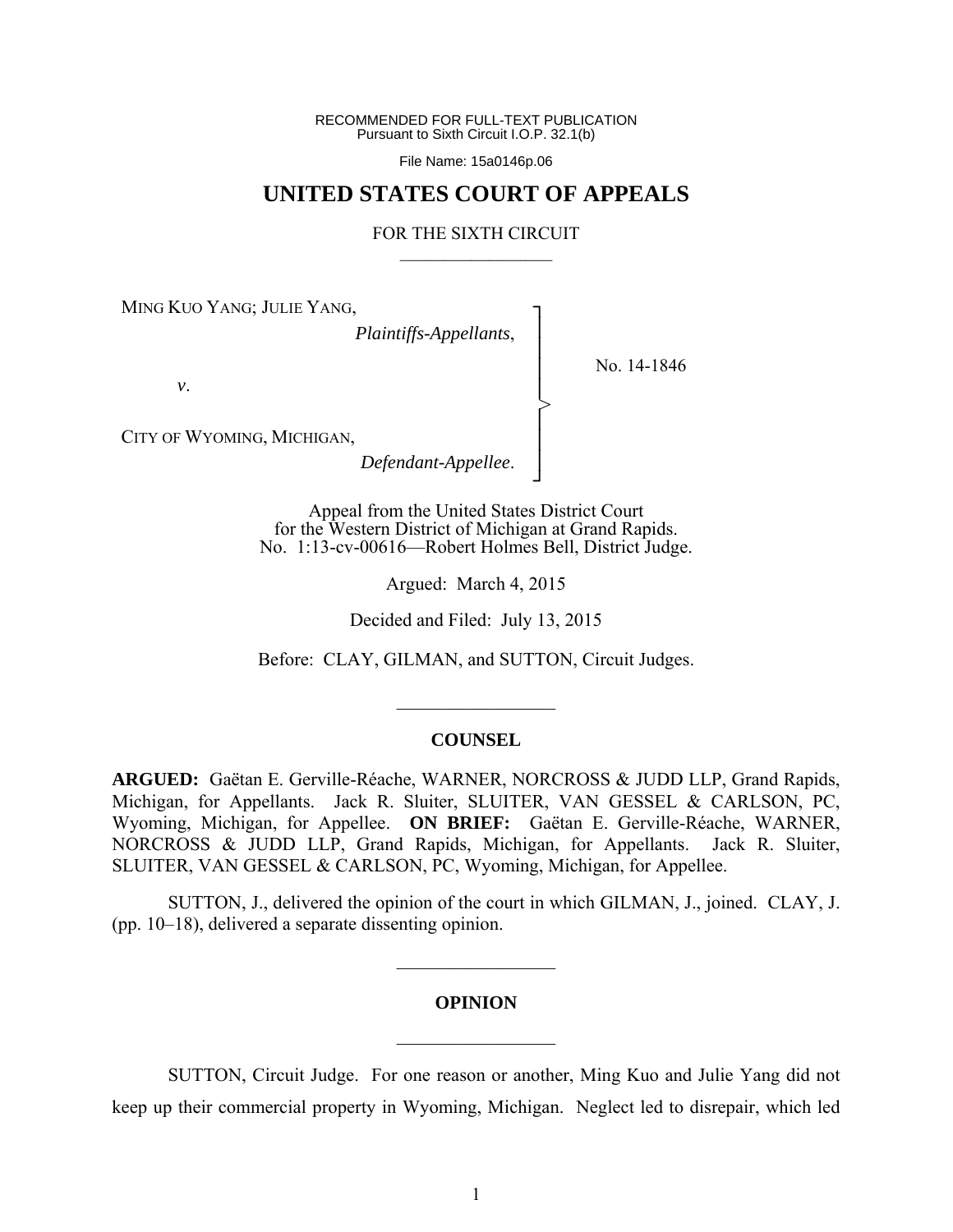RECOMMENDED FOR FULL-TEXT PUBLICATION
Pursuant to Sixth Circuit I.O.P. 32.1(b)

File Name: 15a0146p.06

# UNITED STATES COURT OF APPEALS

FOR THE SIXTH CIRCUIT

---

MING KUO YANG; JULIE YANG,
*Plaintiffs-Appellants*,

*v*.

CITY OF WYOMING, MICHIGAN,
*Defendant-Appellee*.

No. 14-1846

Appeal from the United States District Court
for the Western District of Michigan at Grand Rapids.
No. 1:13-cv-00616—Robert Holmes Bell, District Judge.

Argued: March 4, 2015

Decided and Filed: July 13, 2015

Before: CLAY, GILMAN, and SUTTON, Circuit Judges.

---

## COUNSEL

**ARGUED:** Gaëtan E. Gerville-Réache, WARNER, NORCROSS & JUDD LLP, Grand Rapids, Michigan, for Appellants. Jack R. Sluiter, SLUITER, VAN GESSEL & CARLSON, PC, Wyoming, Michigan, for Appellee. **ON BRIEF:** Gaëtan E. Gerville-Réache, WARNER, NORCROSS & JUDD LLP, Grand Rapids, Michigan, for Appellants. Jack R. Sluiter, SLUITER, VAN GESSEL & CARLSON, PC, Wyoming, Michigan, for Appellee.

SUTTON, J., delivered the opinion of the court in which GILMAN, J., joined. CLAY, J. (pp. 10–18), delivered a separate dissenting opinion.

---

## OPINION

---

SUTTON, Circuit Judge. For one reason or another, Ming Kuo and Julie Yang did not keep up their commercial property in Wyoming, Michigan. Neglect led to disrepair, which led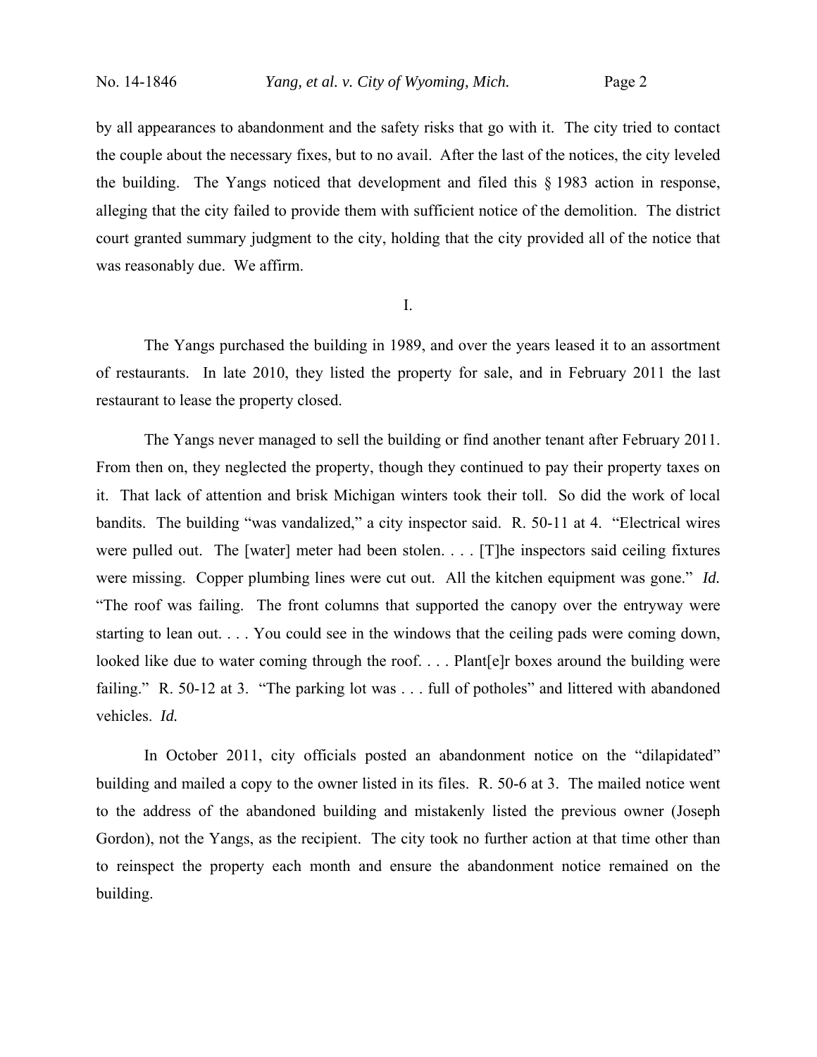by all appearances to abandonment and the safety risks that go with it. The city tried to contact the couple about the necessary fixes, but to no avail. After the last of the notices, the city leveled the building. The Yangs noticed that development and filed this § 1983 action in response, alleging that the city failed to provide them with sufficient notice of the demolition. The district court granted summary judgment to the city, holding that the city provided all of the notice that was reasonably due. We affirm.

## I.

The Yangs purchased the building in 1989, and over the years leased it to an assortment of restaurants. In late 2010, they listed the property for sale, and in February 2011 the last restaurant to lease the property closed.

The Yangs never managed to sell the building or find another tenant after February 2011. From then on, they neglected the property, though they continued to pay their property taxes on it. That lack of attention and brisk Michigan winters took their toll. So did the work of local bandits. The building "was vandalized," a city inspector said. R. 50-11 at 4. "Electrical wires were pulled out. The [water] meter had been stolen. . . . [T]he inspectors said ceiling fixtures were missing. Copper plumbing lines were cut out. All the kitchen equipment was gone." *Id.* "The roof was failing. The front columns that supported the canopy over the entryway were starting to lean out. . . . You could see in the windows that the ceiling pads were coming down, looked like due to water coming through the roof. . . . Plant[e]r boxes around the building were failing." R. 50-12 at 3. "The parking lot was . . . full of potholes" and littered with abandoned vehicles. *Id.*

In October 2011, city officials posted an abandonment notice on the "dilapidated" building and mailed a copy to the owner listed in its files. R. 50-6 at 3. The mailed notice went to the address of the abandoned building and mistakenly listed the previous owner (Joseph Gordon), not the Yangs, as the recipient. The city took no further action at that time other than to reinspect the property each month and ensure the abandonment notice remained on the building.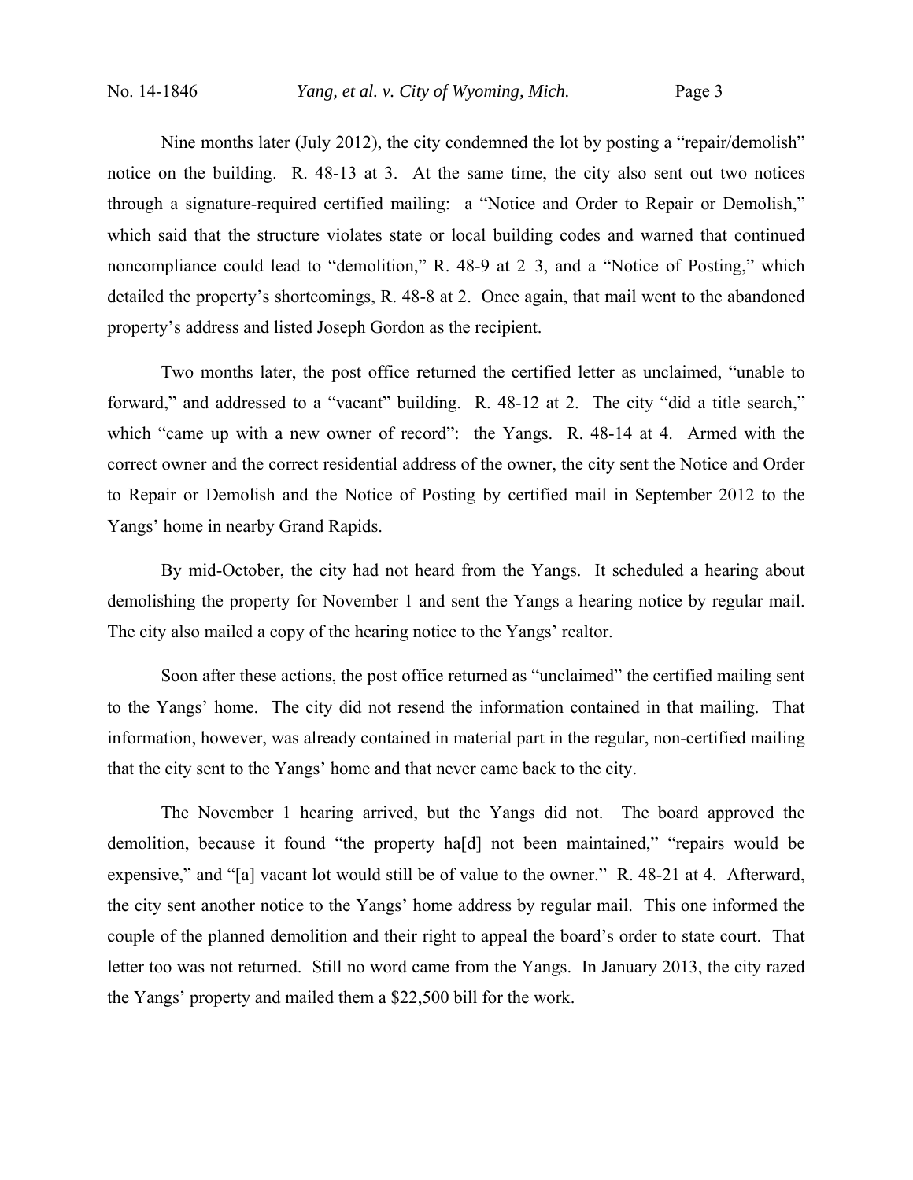Nine months later (July 2012), the city condemned the lot by posting a "repair/demolish" notice on the building. R. 48-13 at 3. At the same time, the city also sent out two notices through a signature-required certified mailing: a "Notice and Order to Repair or Demolish," which said that the structure violates state or local building codes and warned that continued noncompliance could lead to "demolition," R. 48-9 at 2–3, and a "Notice of Posting," which detailed the property's shortcomings, R. 48-8 at 2. Once again, that mail went to the abandoned property's address and listed Joseph Gordon as the recipient.

Two months later, the post office returned the certified letter as unclaimed, "unable to forward," and addressed to a "vacant" building. R. 48-12 at 2. The city "did a title search," which "came up with a new owner of record": the Yangs. R. 48-14 at 4. Armed with the correct owner and the correct residential address of the owner, the city sent the Notice and Order to Repair or Demolish and the Notice of Posting by certified mail in September 2012 to the Yangs' home in nearby Grand Rapids.

By mid-October, the city had not heard from the Yangs. It scheduled a hearing about demolishing the property for November 1 and sent the Yangs a hearing notice by regular mail. The city also mailed a copy of the hearing notice to the Yangs' realtor.

Soon after these actions, the post office returned as "unclaimed" the certified mailing sent to the Yangs' home. The city did not resend the information contained in that mailing. That information, however, was already contained in material part in the regular, non-certified mailing that the city sent to the Yangs' home and that never came back to the city.

The November 1 hearing arrived, but the Yangs did not. The board approved the demolition, because it found "the property ha[d] not been maintained," "repairs would be expensive," and "[a] vacant lot would still be of value to the owner." R. 48-21 at 4. Afterward, the city sent another notice to the Yangs' home address by regular mail. This one informed the couple of the planned demolition and their right to appeal the board's order to state court. That letter too was not returned. Still no word came from the Yangs. In January 2013, the city razed the Yangs' property and mailed them a $22,500 bill for the work.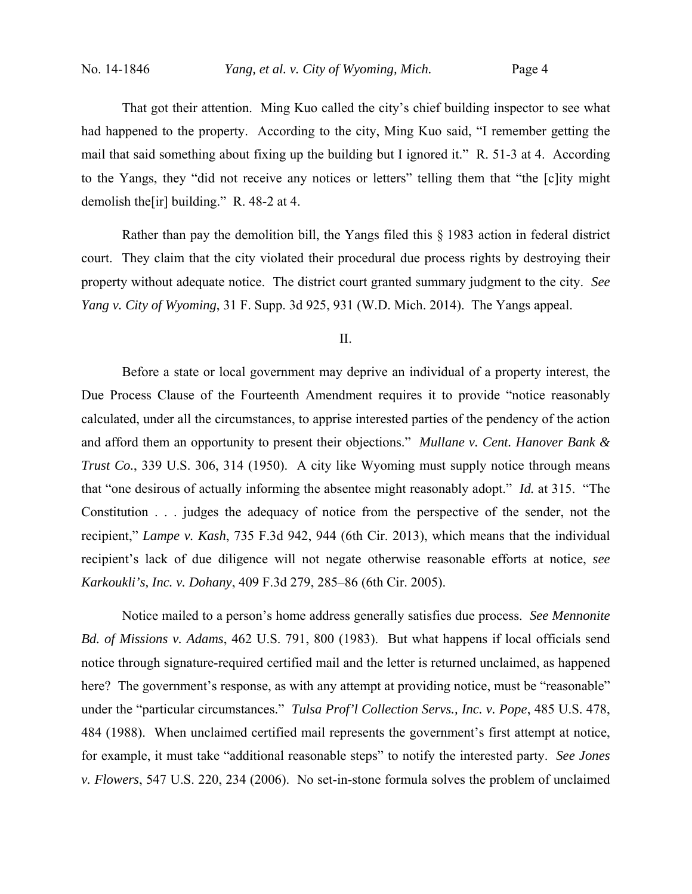That got their attention. Ming Kuo called the city's chief building inspector to see what had happened to the property. According to the city, Ming Kuo said, "I remember getting the mail that said something about fixing up the building but I ignored it." R. 51-3 at 4. According to the Yangs, they "did not receive any notices or letters" telling them that "the [c]ity might demolish the[ir] building." R. 48-2 at 4.

Rather than pay the demolition bill, the Yangs filed this § 1983 action in federal district court. They claim that the city violated their procedural due process rights by destroying their property without adequate notice. The district court granted summary judgment to the city. *See Yang v. City of Wyoming*, 31 F. Supp. 3d 925, 931 (W.D. Mich. 2014). The Yangs appeal.

## II.

Before a state or local government may deprive an individual of a property interest, the Due Process Clause of the Fourteenth Amendment requires it to provide "notice reasonably calculated, under all the circumstances, to apprise interested parties of the pendency of the action and afford them an opportunity to present their objections." *Mullane v. Cent. Hanover Bank & Trust Co.*, 339 U.S. 306, 314 (1950). A city like Wyoming must supply notice through means that "one desirous of actually informing the absentee might reasonably adopt." *Id.* at 315. "The Constitution . . . judges the adequacy of notice from the perspective of the sender, not the recipient," *Lampe v. Kash*, 735 F.3d 942, 944 (6th Cir. 2013), which means that the individual recipient's lack of due diligence will not negate otherwise reasonable efforts at notice, *see Karkoukli's, Inc. v. Dohany*, 409 F.3d 279, 285–86 (6th Cir. 2005).

Notice mailed to a person's home address generally satisfies due process. *See Mennonite Bd. of Missions v. Adams*, 462 U.S. 791, 800 (1983). But what happens if local officials send notice through signature-required certified mail and the letter is returned unclaimed, as happened here? The government's response, as with any attempt at providing notice, must be "reasonable" under the "particular circumstances." *Tulsa Prof'l Collection Servs., Inc. v. Pope*, 485 U.S. 478, 484 (1988). When unclaimed certified mail represents the government's first attempt at notice, for example, it must take "additional reasonable steps" to notify the interested party. *See Jones v. Flowers*, 547 U.S. 220, 234 (2006). No set-in-stone formula solves the problem of unclaimed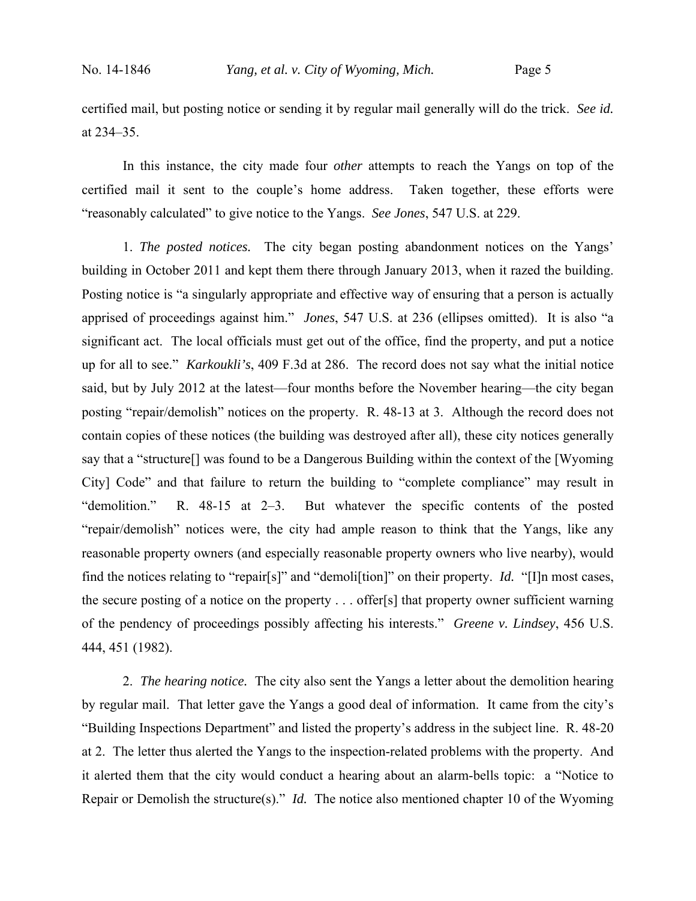certified mail, but posting notice or sending it by regular mail generally will do the trick. *See id.* at 234–35.

In this instance, the city made four *other* attempts to reach the Yangs on top of the certified mail it sent to the couple's home address. Taken together, these efforts were "reasonably calculated" to give notice to the Yangs. *See Jones*, 547 U.S. at 229.

1. *The posted notices.* The city began posting abandonment notices on the Yangs' building in October 2011 and kept them there through January 2013, when it razed the building. Posting notice is "a singularly appropriate and effective way of ensuring that a person is actually apprised of proceedings against him." *Jones*, 547 U.S. at 236 (ellipses omitted). It is also "a significant act. The local officials must get out of the office, find the property, and put a notice up for all to see." *Karkoukli's*, 409 F.3d at 286. The record does not say what the initial notice said, but by July 2012 at the latest—four months before the November hearing—the city began posting "repair/demolish" notices on the property. R. 48-13 at 3. Although the record does not contain copies of these notices (the building was destroyed after all), these city notices generally say that a "structure[] was found to be a Dangerous Building within the context of the [Wyoming City] Code" and that failure to return the building to "complete compliance" may result in "demolition." R. 48-15 at 2–3. But whatever the specific contents of the posted "repair/demolish" notices were, the city had ample reason to think that the Yangs, like any reasonable property owners (and especially reasonable property owners who live nearby), would find the notices relating to "repair[s]" and "demoli[tion]" on their property. *Id.* "[I]n most cases, the secure posting of a notice on the property . . . offer[s] that property owner sufficient warning of the pendency of proceedings possibly affecting his interests." *Greene v. Lindsey*, 456 U.S. 444, 451 (1982).

2. *The hearing notice.* The city also sent the Yangs a letter about the demolition hearing by regular mail. That letter gave the Yangs a good deal of information. It came from the city's "Building Inspections Department" and listed the property's address in the subject line. R. 48-20 at 2. The letter thus alerted the Yangs to the inspection-related problems with the property. And it alerted them that the city would conduct a hearing about an alarm-bells topic: a "Notice to Repair or Demolish the structure(s)." *Id.* The notice also mentioned chapter 10 of the Wyoming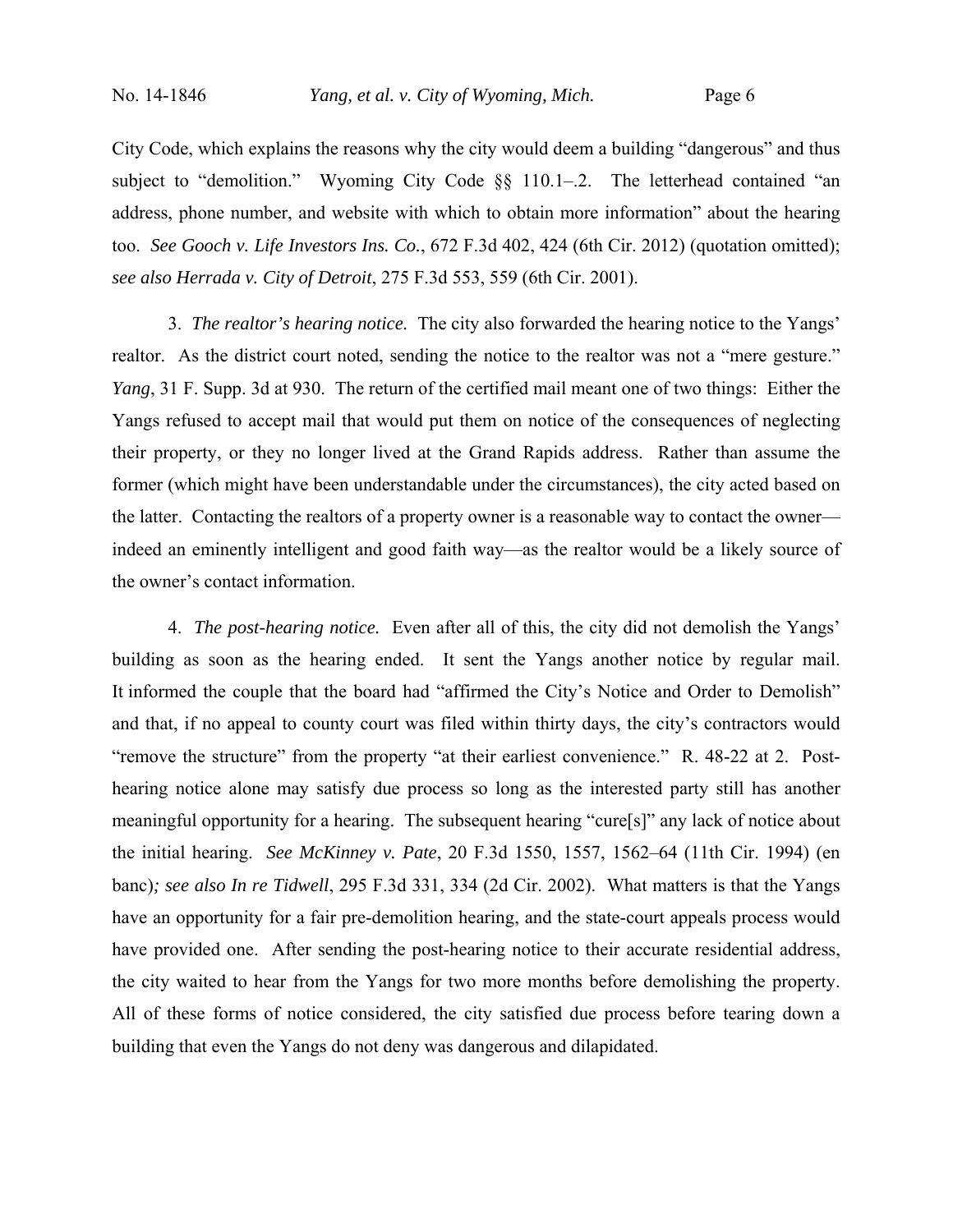City Code, which explains the reasons why the city would deem a building "dangerous" and thus subject to "demolition." Wyoming City Code §§ 110.1–.2. The letterhead contained "an address, phone number, and website with which to obtain more information" about the hearing too. *See Gooch v. Life Investors Ins. Co.*, 672 F.3d 402, 424 (6th Cir. 2012) (quotation omitted); *see also Herrada v. City of Detroit*, 275 F.3d 553, 559 (6th Cir. 2001).

3. *The realtor's hearing notice.* The city also forwarded the hearing notice to the Yangs' realtor. As the district court noted, sending the notice to the realtor was not a "mere gesture." *Yang*, 31 F. Supp. 3d at 930. The return of the certified mail meant one of two things: Either the Yangs refused to accept mail that would put them on notice of the consequences of neglecting their property, or they no longer lived at the Grand Rapids address. Rather than assume the former (which might have been understandable under the circumstances), the city acted based on the latter. Contacting the realtors of a property owner is a reasonable way to contact the owner—indeed an eminently intelligent and good faith way—as the realtor would be a likely source of the owner's contact information.

4. *The post-hearing notice.* Even after all of this, the city did not demolish the Yangs' building as soon as the hearing ended. It sent the Yangs another notice by regular mail. It informed the couple that the board had "affirmed the City's Notice and Order to Demolish" and that, if no appeal to county court was filed within thirty days, the city's contractors would "remove the structure" from the property "at their earliest convenience." R. 48-22 at 2. Post-hearing notice alone may satisfy due process so long as the interested party still has another meaningful opportunity for a hearing. The subsequent hearing "cure[s]" any lack of notice about the initial hearing. *See McKinney v. Pate*, 20 F.3d 1550, 1557, 1562–64 (11th Cir. 1994) (en banc)*; see also In re Tidwell*, 295 F.3d 331, 334 (2d Cir. 2002). What matters is that the Yangs have an opportunity for a fair pre-demolition hearing, and the state-court appeals process would have provided one. After sending the post-hearing notice to their accurate residential address, the city waited to hear from the Yangs for two more months before demolishing the property. All of these forms of notice considered, the city satisfied due process before tearing down a building that even the Yangs do not deny was dangerous and dilapidated.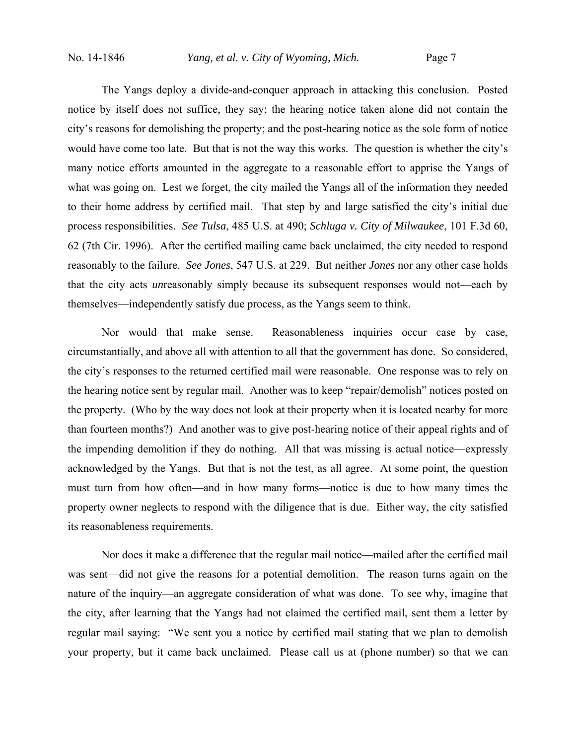The Yangs deploy a divide-and-conquer approach in attacking this conclusion. Posted notice by itself does not suffice, they say; the hearing notice taken alone did not contain the city's reasons for demolishing the property; and the post-hearing notice as the sole form of notice would have come too late. But that is not the way this works. The question is whether the city's many notice efforts amounted in the aggregate to a reasonable effort to apprise the Yangs of what was going on. Lest we forget, the city mailed the Yangs all of the information they needed to their home address by certified mail. That step by and large satisfied the city's initial due process responsibilities. *See Tulsa*, 485 U.S. at 490; *Schluga v. City of Milwaukee*, 101 F.3d 60, 62 (7th Cir. 1996). After the certified mailing came back unclaimed, the city needed to respond reasonably to the failure. *See Jones*, 547 U.S. at 229. But neither *Jones* nor any other case holds that the city acts *un*reasonably simply because its subsequent responses would not—each by themselves—independently satisfy due process, as the Yangs seem to think.

Nor would that make sense. Reasonableness inquiries occur case by case, circumstantially, and above all with attention to all that the government has done. So considered, the city's responses to the returned certified mail were reasonable. One response was to rely on the hearing notice sent by regular mail. Another was to keep "repair/demolish" notices posted on the property. (Who by the way does not look at their property when it is located nearby for more than fourteen months?) And another was to give post-hearing notice of their appeal rights and of the impending demolition if they do nothing. All that was missing is actual notice—expressly acknowledged by the Yangs. But that is not the test, as all agree. At some point, the question must turn from how often—and in how many forms—notice is due to how many times the property owner neglects to respond with the diligence that is due. Either way, the city satisfied its reasonableness requirements.

Nor does it make a difference that the regular mail notice—mailed after the certified mail was sent—did not give the reasons for a potential demolition. The reason turns again on the nature of the inquiry—an aggregate consideration of what was done. To see why, imagine that the city, after learning that the Yangs had not claimed the certified mail, sent them a letter by regular mail saying: "We sent you a notice by certified mail stating that we plan to demolish your property, but it came back unclaimed. Please call us at (phone number) so that we can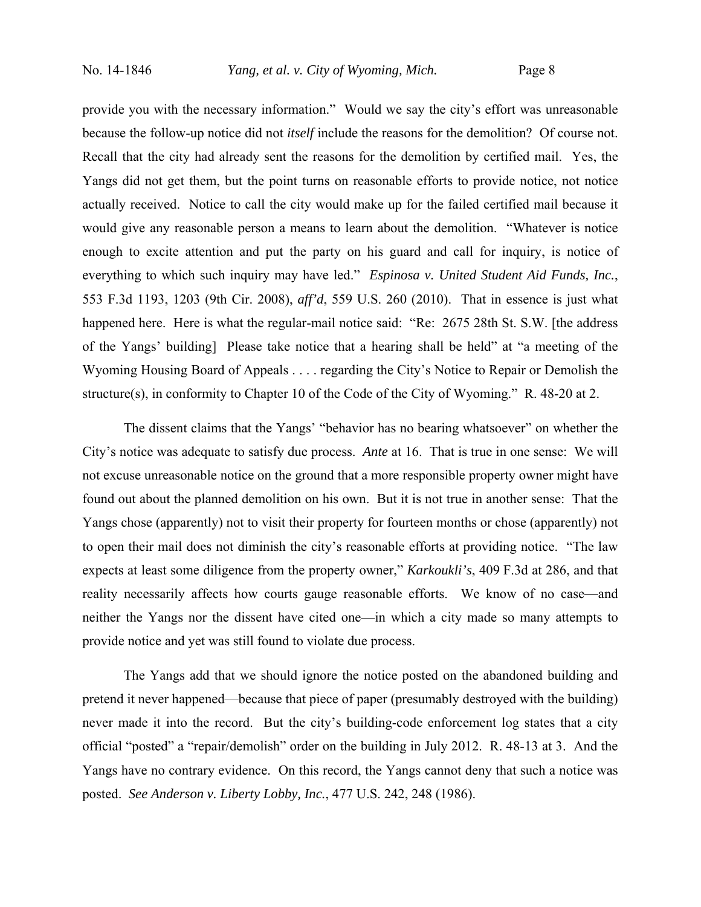provide you with the necessary information." Would we say the city's effort was unreasonable because the follow-up notice did not *itself* include the reasons for the demolition? Of course not. Recall that the city had already sent the reasons for the demolition by certified mail. Yes, the Yangs did not get them, but the point turns on reasonable efforts to provide notice, not notice actually received. Notice to call the city would make up for the failed certified mail because it would give any reasonable person a means to learn about the demolition. "Whatever is notice enough to excite attention and put the party on his guard and call for inquiry, is notice of everything to which such inquiry may have led." *Espinosa v. United Student Aid Funds, Inc.*, 553 F.3d 1193, 1203 (9th Cir. 2008), *aff'd*, 559 U.S. 260 (2010). That in essence is just what happened here. Here is what the regular-mail notice said: "Re: 2675 28th St. S.W. [the address of the Yangs' building] Please take notice that a hearing shall be held" at "a meeting of the Wyoming Housing Board of Appeals . . . . regarding the City's Notice to Repair or Demolish the structure(s), in conformity to Chapter 10 of the Code of the City of Wyoming." R. 48-20 at 2.

The dissent claims that the Yangs' "behavior has no bearing whatsoever" on whether the City's notice was adequate to satisfy due process. *Ante* at 16. That is true in one sense: We will not excuse unreasonable notice on the ground that a more responsible property owner might have found out about the planned demolition on his own. But it is not true in another sense: That the Yangs chose (apparently) not to visit their property for fourteen months or chose (apparently) not to open their mail does not diminish the city's reasonable efforts at providing notice. "The law expects at least some diligence from the property owner," *Karkoukli's*, 409 F.3d at 286, and that reality necessarily affects how courts gauge reasonable efforts. We know of no case—and neither the Yangs nor the dissent have cited one—in which a city made so many attempts to provide notice and yet was still found to violate due process.

The Yangs add that we should ignore the notice posted on the abandoned building and pretend it never happened—because that piece of paper (presumably destroyed with the building) never made it into the record. But the city's building-code enforcement log states that a city official "posted" a "repair/demolish" order on the building in July 2012. R. 48-13 at 3. And the Yangs have no contrary evidence. On this record, the Yangs cannot deny that such a notice was posted. *See Anderson v. Liberty Lobby, Inc.*, 477 U.S. 242, 248 (1986).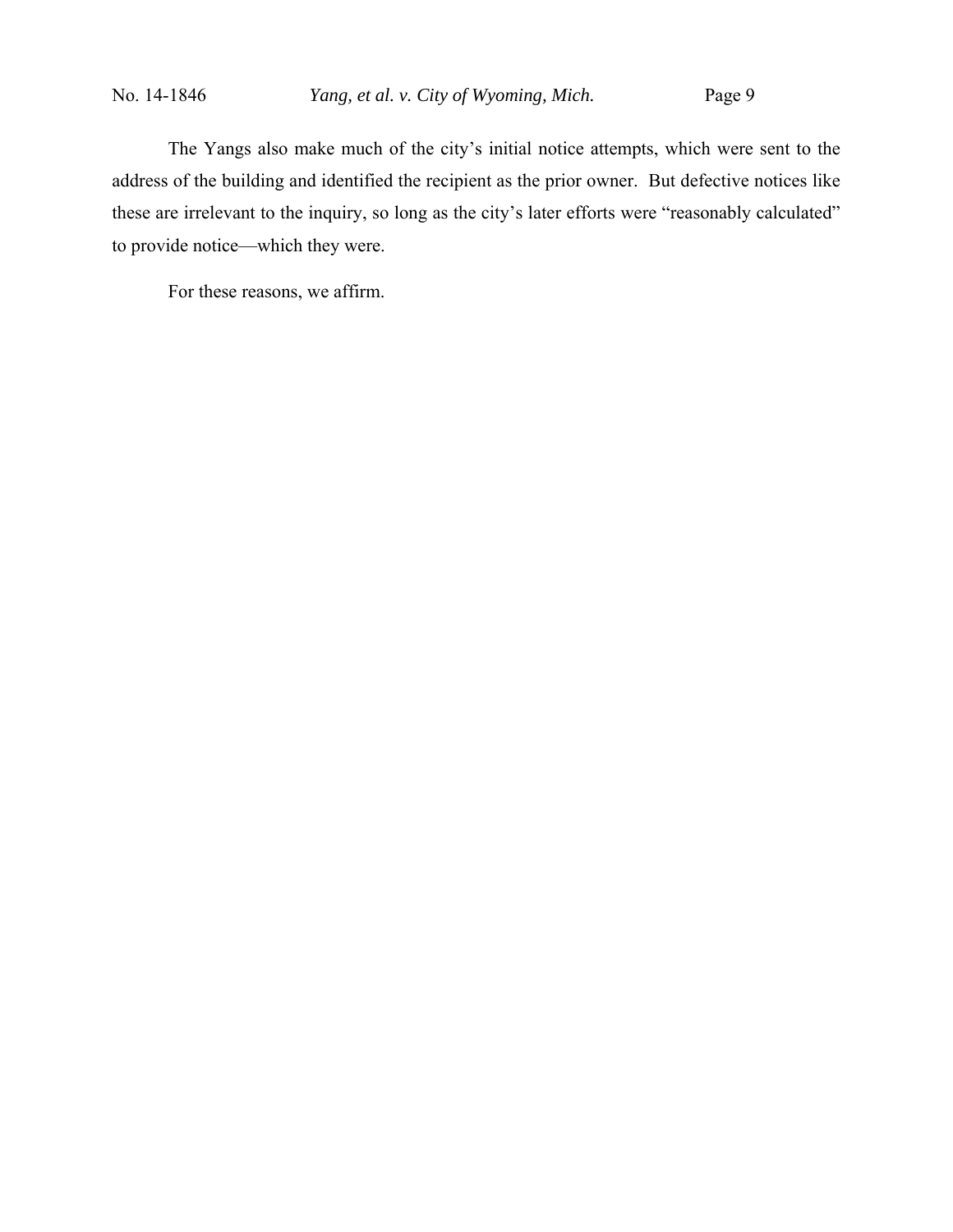The Yangs also make much of the city's initial notice attempts, which were sent to the address of the building and identified the recipient as the prior owner. But defective notices like these are irrelevant to the inquiry, so long as the city's later efforts were "reasonably calculated" to provide notice—which they were.

For these reasons, we affirm.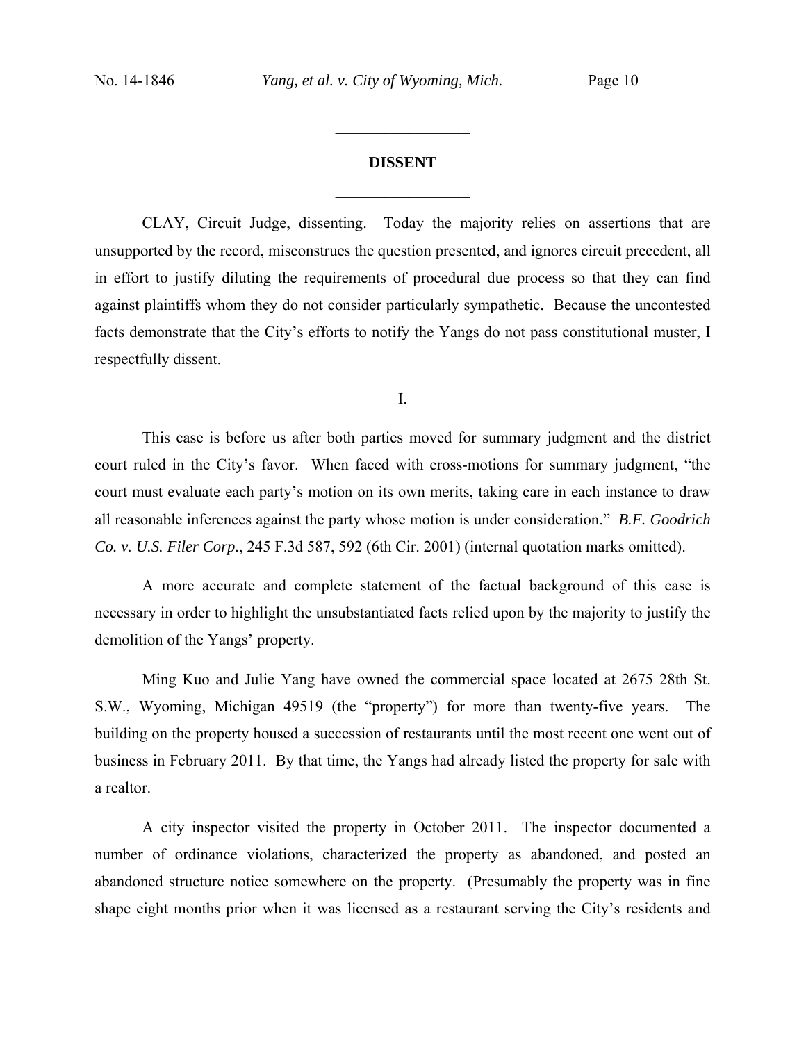## DISSENT

CLAY, Circuit Judge, dissenting. Today the majority relies on assertions that are unsupported by the record, misconstrues the question presented, and ignores circuit precedent, all in effort to justify diluting the requirements of procedural due process so that they can find against plaintiffs whom they do not consider particularly sympathetic. Because the uncontested facts demonstrate that the City's efforts to notify the Yangs do not pass constitutional muster, I respectfully dissent.

I.

This case is before us after both parties moved for summary judgment and the district court ruled in the City's favor. When faced with cross-motions for summary judgment, "the court must evaluate each party's motion on its own merits, taking care in each instance to draw all reasonable inferences against the party whose motion is under consideration." *B.F. Goodrich Co. v. U.S. Filer Corp.*, 245 F.3d 587, 592 (6th Cir. 2001) (internal quotation marks omitted).

A more accurate and complete statement of the factual background of this case is necessary in order to highlight the unsubstantiated facts relied upon by the majority to justify the demolition of the Yangs' property.

Ming Kuo and Julie Yang have owned the commercial space located at 2675 28th St. S.W., Wyoming, Michigan 49519 (the "property") for more than twenty-five years. The building on the property housed a succession of restaurants until the most recent one went out of business in February 2011. By that time, the Yangs had already listed the property for sale with a realtor.

A city inspector visited the property in October 2011. The inspector documented a number of ordinance violations, characterized the property as abandoned, and posted an abandoned structure notice somewhere on the property. (Presumably the property was in fine shape eight months prior when it was licensed as a restaurant serving the City's residents and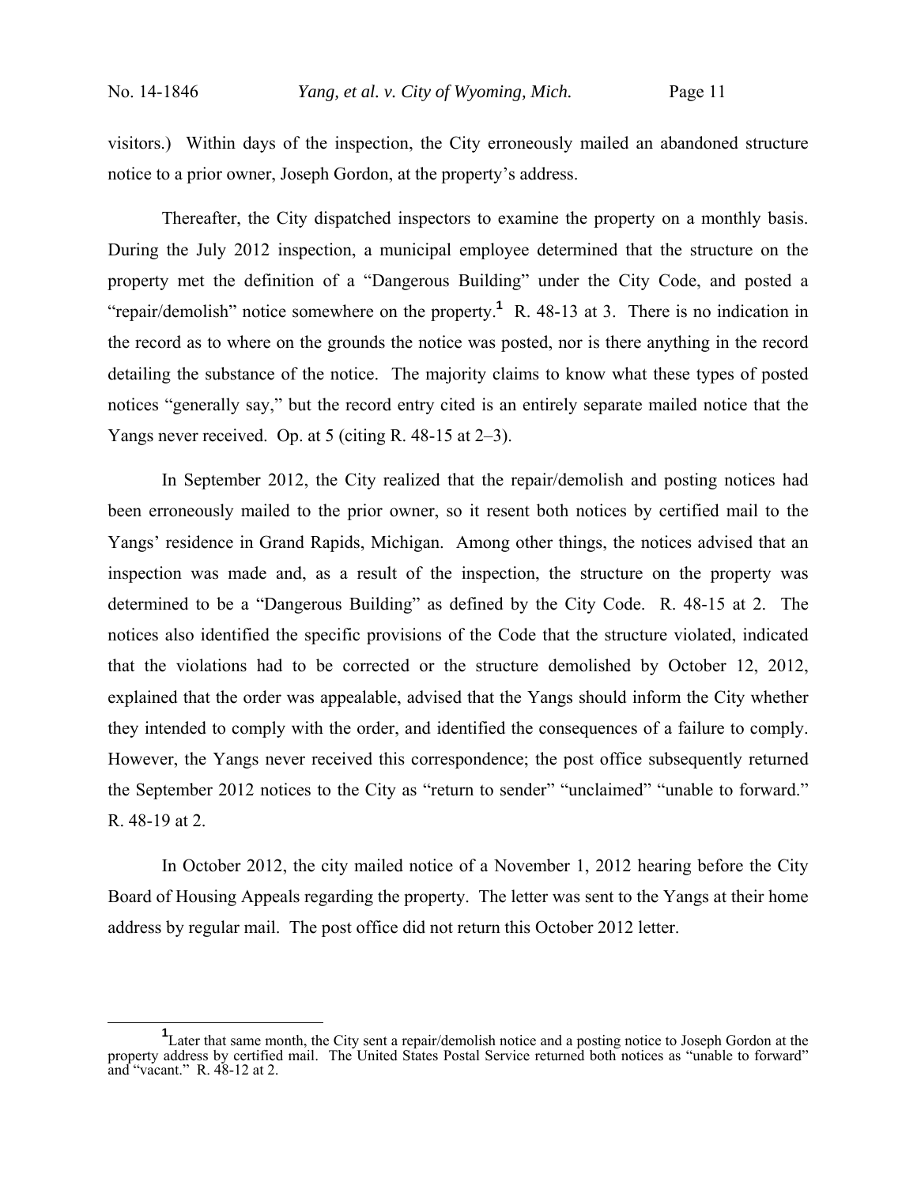visitors.) Within days of the inspection, the City erroneously mailed an abandoned structure notice to a prior owner, Joseph Gordon, at the property's address.

Thereafter, the City dispatched inspectors to examine the property on a monthly basis. During the July 2012 inspection, a municipal employee determined that the structure on the property met the definition of a "Dangerous Building" under the City Code, and posted a "repair/demolish" notice somewhere on the property.[1] R. 48-13 at 3. There is no indication in the record as to where on the grounds the notice was posted, nor is there anything in the record detailing the substance of the notice. The majority claims to know what these types of posted notices "generally say," but the record entry cited is an entirely separate mailed notice that the Yangs never received. Op. at 5 (citing R. 48-15 at 2–3).

In September 2012, the City realized that the repair/demolish and posting notices had been erroneously mailed to the prior owner, so it resent both notices by certified mail to the Yangs' residence in Grand Rapids, Michigan. Among other things, the notices advised that an inspection was made and, as a result of the inspection, the structure on the property was determined to be a "Dangerous Building" as defined by the City Code. R. 48-15 at 2. The notices also identified the specific provisions of the Code that the structure violated, indicated that the violations had to be corrected or the structure demolished by October 12, 2012, explained that the order was appealable, advised that the Yangs should inform the City whether they intended to comply with the order, and identified the consequences of a failure to comply. However, the Yangs never received this correspondence; the post office subsequently returned the September 2012 notices to the City as "return to sender" "unclaimed" "unable to forward." R. 48-19 at 2.

In October 2012, the city mailed notice of a November 1, 2012 hearing before the City Board of Housing Appeals regarding the property. The letter was sent to the Yangs at their home address by regular mail. The post office did not return this October 2012 letter.

[1] Later that same month, the City sent a repair/demolish notice and a posting notice to Joseph Gordon at the property address by certified mail. The United States Postal Service returned both notices as "unable to forward" and "vacant." R. 48-12 at 2.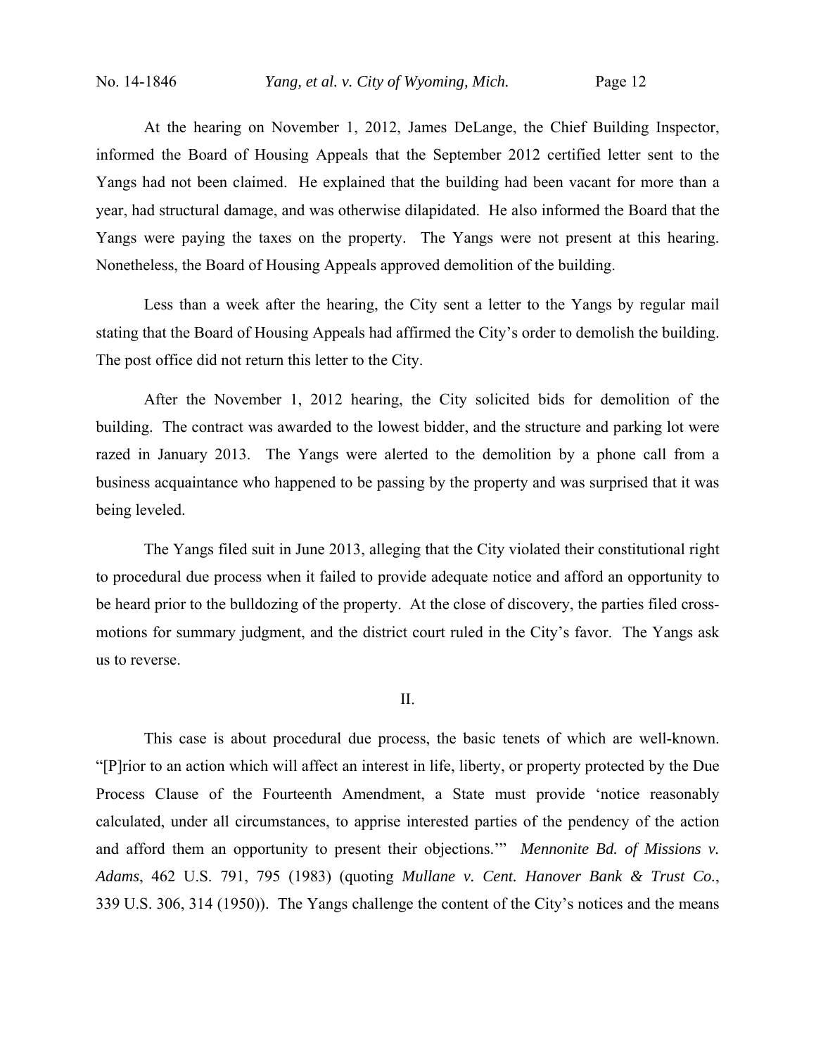At the hearing on November 1, 2012, James DeLange, the Chief Building Inspector, informed the Board of Housing Appeals that the September 2012 certified letter sent to the Yangs had not been claimed. He explained that the building had been vacant for more than a year, had structural damage, and was otherwise dilapidated. He also informed the Board that the Yangs were paying the taxes on the property. The Yangs were not present at this hearing. Nonetheless, the Board of Housing Appeals approved demolition of the building.

Less than a week after the hearing, the City sent a letter to the Yangs by regular mail stating that the Board of Housing Appeals had affirmed the City's order to demolish the building. The post office did not return this letter to the City.

After the November 1, 2012 hearing, the City solicited bids for demolition of the building. The contract was awarded to the lowest bidder, and the structure and parking lot were razed in January 2013. The Yangs were alerted to the demolition by a phone call from a business acquaintance who happened to be passing by the property and was surprised that it was being leveled.

The Yangs filed suit in June 2013, alleging that the City violated their constitutional right to procedural due process when it failed to provide adequate notice and afford an opportunity to be heard prior to the bulldozing of the property. At the close of discovery, the parties filed cross-motions for summary judgment, and the district court ruled in the City's favor. The Yangs ask us to reverse.

## II.

This case is about procedural due process, the basic tenets of which are well-known. "[P]rior to an action which will affect an interest in life, liberty, or property protected by the Due Process Clause of the Fourteenth Amendment, a State must provide 'notice reasonably calculated, under all circumstances, to apprise interested parties of the pendency of the action and afford them an opportunity to present their objections.'" *Mennonite Bd. of Missions v. Adams*, 462 U.S. 791, 795 (1983) (quoting *Mullane v. Cent. Hanover Bank & Trust Co.*, 339 U.S. 306, 314 (1950)). The Yangs challenge the content of the City's notices and the means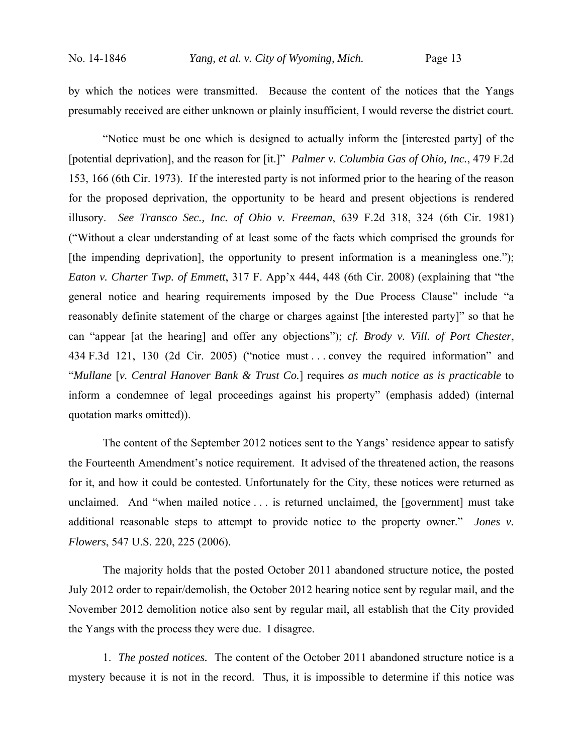by which the notices were transmitted. Because the content of the notices that the Yangs presumably received are either unknown or plainly insufficient, I would reverse the district court.

"Notice must be one which is designed to actually inform the [interested party] of the [potential deprivation], and the reason for [it.]" *Palmer v. Columbia Gas of Ohio, Inc.*, 479 F.2d 153, 166 (6th Cir. 1973). If the interested party is not informed prior to the hearing of the reason for the proposed deprivation, the opportunity to be heard and present objections is rendered illusory. *See Transco Sec., Inc. of Ohio v. Freeman*, 639 F.2d 318, 324 (6th Cir. 1981) ("Without a clear understanding of at least some of the facts which comprised the grounds for [the impending deprivation], the opportunity to present information is a meaningless one."); *Eaton v. Charter Twp. of Emmett*, 317 F. App'x 444, 448 (6th Cir. 2008) (explaining that "the general notice and hearing requirements imposed by the Due Process Clause" include "a reasonably definite statement of the charge or charges against [the interested party]" so that he can "appear [at the hearing] and offer any objections"); *cf. Brody v. Vill. of Port Chester*, 434 F.3d 121, 130 (2d Cir. 2005) ("notice must . . . convey the required information" and "*Mullane* [*v. Central Hanover Bank & Trust Co.*] requires *as much notice as is practicable* to inform a condemnee of legal proceedings against his property" (emphasis added) (internal quotation marks omitted)).

The content of the September 2012 notices sent to the Yangs' residence appear to satisfy the Fourteenth Amendment's notice requirement. It advised of the threatened action, the reasons for it, and how it could be contested. Unfortunately for the City, these notices were returned as unclaimed. And "when mailed notice . . . is returned unclaimed, the [government] must take additional reasonable steps to attempt to provide notice to the property owner." *Jones v. Flowers*, 547 U.S. 220, 225 (2006).

The majority holds that the posted October 2011 abandoned structure notice, the posted July 2012 order to repair/demolish, the October 2012 hearing notice sent by regular mail, and the November 2012 demolition notice also sent by regular mail, all establish that the City provided the Yangs with the process they were due. I disagree.

1. *The posted notices.* The content of the October 2011 abandoned structure notice is a mystery because it is not in the record. Thus, it is impossible to determine if this notice was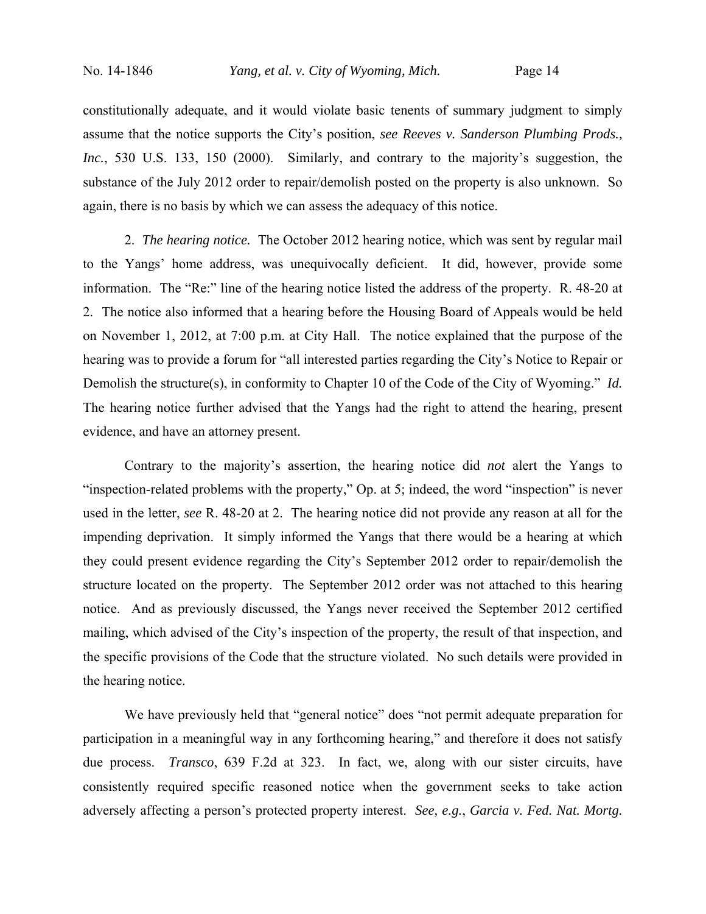constitutionally adequate, and it would violate basic tenents of summary judgment to simply assume that the notice supports the City's position, *see Reeves v. Sanderson Plumbing Prods., Inc.*, 530 U.S. 133, 150 (2000). Similarly, and contrary to the majority's suggestion, the substance of the July 2012 order to repair/demolish posted on the property is also unknown. So again, there is no basis by which we can assess the adequacy of this notice.

2. *The hearing notice.* The October 2012 hearing notice, which was sent by regular mail to the Yangs' home address, was unequivocally deficient. It did, however, provide some information. The "Re:" line of the hearing notice listed the address of the property. R. 48-20 at 2. The notice also informed that a hearing before the Housing Board of Appeals would be held on November 1, 2012, at 7:00 p.m. at City Hall. The notice explained that the purpose of the hearing was to provide a forum for "all interested parties regarding the City's Notice to Repair or Demolish the structure(s), in conformity to Chapter 10 of the Code of the City of Wyoming." *Id.* The hearing notice further advised that the Yangs had the right to attend the hearing, present evidence, and have an attorney present.

Contrary to the majority's assertion, the hearing notice did *not* alert the Yangs to "inspection-related problems with the property," Op. at 5; indeed, the word "inspection" is never used in the letter, *see* R. 48-20 at 2. The hearing notice did not provide any reason at all for the impending deprivation. It simply informed the Yangs that there would be a hearing at which they could present evidence regarding the City's September 2012 order to repair/demolish the structure located on the property. The September 2012 order was not attached to this hearing notice. And as previously discussed, the Yangs never received the September 2012 certified mailing, which advised of the City's inspection of the property, the result of that inspection, and the specific provisions of the Code that the structure violated. No such details were provided in the hearing notice.

We have previously held that "general notice" does "not permit adequate preparation for participation in a meaningful way in any forthcoming hearing," and therefore it does not satisfy due process. *Transco*, 639 F.2d at 323. In fact, we, along with our sister circuits, have consistently required specific reasoned notice when the government seeks to take action adversely affecting a person's protected property interest. *See, e.g.*, *Garcia v. Fed. Nat. Mortg.*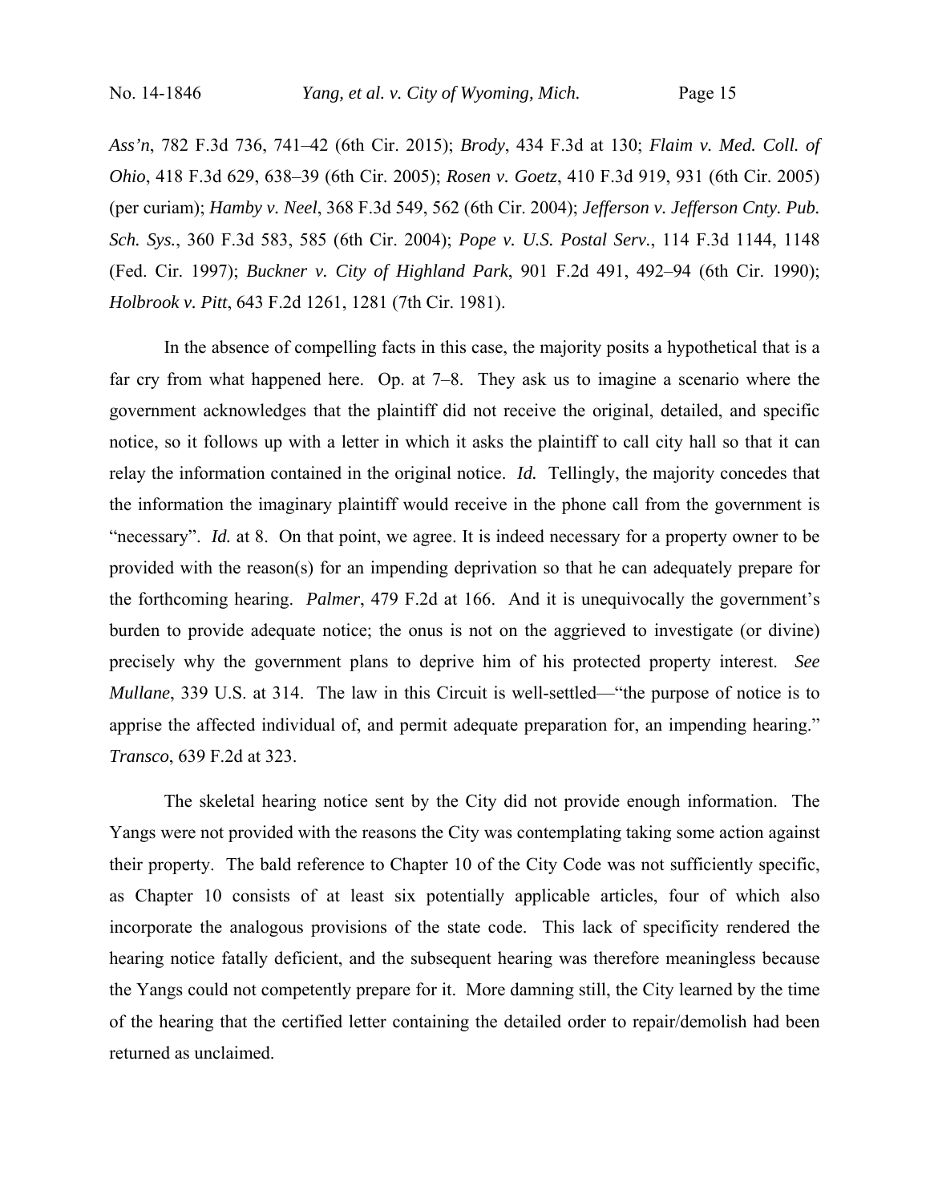*Ass'n*, 782 F.3d 736, 741–42 (6th Cir. 2015); *Brody*, 434 F.3d at 130; *Flaim v. Med. Coll. of Ohio*, 418 F.3d 629, 638–39 (6th Cir. 2005); *Rosen v. Goetz*, 410 F.3d 919, 931 (6th Cir. 2005) (per curiam); *Hamby v. Neel*, 368 F.3d 549, 562 (6th Cir. 2004); *Jefferson v. Jefferson Cnty. Pub. Sch. Sys.*, 360 F.3d 583, 585 (6th Cir. 2004); *Pope v. U.S. Postal Serv.*, 114 F.3d 1144, 1148 (Fed. Cir. 1997); *Buckner v. City of Highland Park*, 901 F.2d 491, 492–94 (6th Cir. 1990); *Holbrook v. Pitt*, 643 F.2d 1261, 1281 (7th Cir. 1981).

In the absence of compelling facts in this case, the majority posits a hypothetical that is a far cry from what happened here. Op. at 7–8. They ask us to imagine a scenario where the government acknowledges that the plaintiff did not receive the original, detailed, and specific notice, so it follows up with a letter in which it asks the plaintiff to call city hall so that it can relay the information contained in the original notice. *Id.* Tellingly, the majority concedes that the information the imaginary plaintiff would receive in the phone call from the government is "necessary". *Id.* at 8. On that point, we agree. It is indeed necessary for a property owner to be provided with the reason(s) for an impending deprivation so that he can adequately prepare for the forthcoming hearing. *Palmer*, 479 F.2d at 166. And it is unequivocally the government's burden to provide adequate notice; the onus is not on the aggrieved to investigate (or divine) precisely why the government plans to deprive him of his protected property interest. *See Mullane*, 339 U.S. at 314. The law in this Circuit is well-settled—"the purpose of notice is to apprise the affected individual of, and permit adequate preparation for, an impending hearing." *Transco*, 639 F.2d at 323.

The skeletal hearing notice sent by the City did not provide enough information. The Yangs were not provided with the reasons the City was contemplating taking some action against their property. The bald reference to Chapter 10 of the City Code was not sufficiently specific, as Chapter 10 consists of at least six potentially applicable articles, four of which also incorporate the analogous provisions of the state code. This lack of specificity rendered the hearing notice fatally deficient, and the subsequent hearing was therefore meaningless because the Yangs could not competently prepare for it. More damning still, the City learned by the time of the hearing that the certified letter containing the detailed order to repair/demolish had been returned as unclaimed.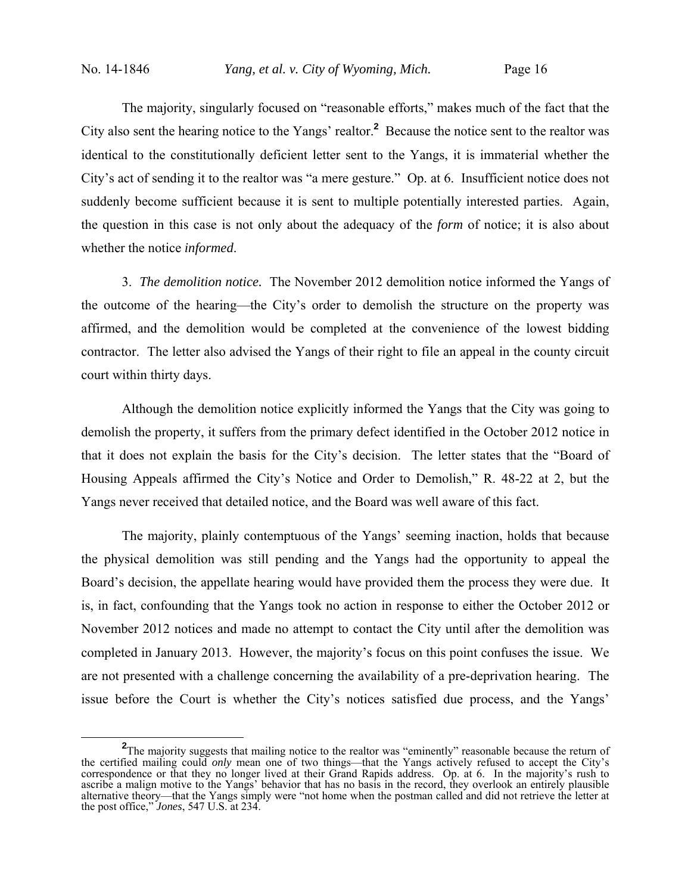The majority, singularly focused on "reasonable efforts," makes much of the fact that the City also sent the hearing notice to the Yangs' realtor.[2] Because the notice sent to the realtor was identical to the constitutionally deficient letter sent to the Yangs, it is immaterial whether the City's act of sending it to the realtor was "a mere gesture." Op. at 6. Insufficient notice does not suddenly become sufficient because it is sent to multiple potentially interested parties. Again, the question in this case is not only about the adequacy of the *form* of notice; it is also about whether the notice *informed*.

3. *The demolition notice.* The November 2012 demolition notice informed the Yangs of the outcome of the hearing—the City's order to demolish the structure on the property was affirmed, and the demolition would be completed at the convenience of the lowest bidding contractor. The letter also advised the Yangs of their right to file an appeal in the county circuit court within thirty days.

Although the demolition notice explicitly informed the Yangs that the City was going to demolish the property, it suffers from the primary defect identified in the October 2012 notice in that it does not explain the basis for the City's decision. The letter states that the "Board of Housing Appeals affirmed the City's Notice and Order to Demolish," R. 48-22 at 2, but the Yangs never received that detailed notice, and the Board was well aware of this fact.

The majority, plainly contemptuous of the Yangs' seeming inaction, holds that because the physical demolition was still pending and the Yangs had the opportunity to appeal the Board's decision, the appellate hearing would have provided them the process they were due. It is, in fact, confounding that the Yangs took no action in response to either the October 2012 or November 2012 notices and made no attempt to contact the City until after the demolition was completed in January 2013. However, the majority's focus on this point confuses the issue. We are not presented with a challenge concerning the availability of a pre-deprivation hearing. The issue before the Court is whether the City's notices satisfied due process, and the Yangs'

[2] The majority suggests that mailing notice to the realtor was "eminently" reasonable because the return of the certified mailing could *only* mean one of two things—that the Yangs actively refused to accept the City's correspondence or that they no longer lived at their Grand Rapids address. Op. at 6. In the majority's rush to ascribe a malign motive to the Yangs' behavior that has no basis in the record, they overlook an entirely plausible alternative theory—that the Yangs simply were "not home when the postman called and did not retrieve the letter at the post office," *Jones*, 547 U.S. at 234.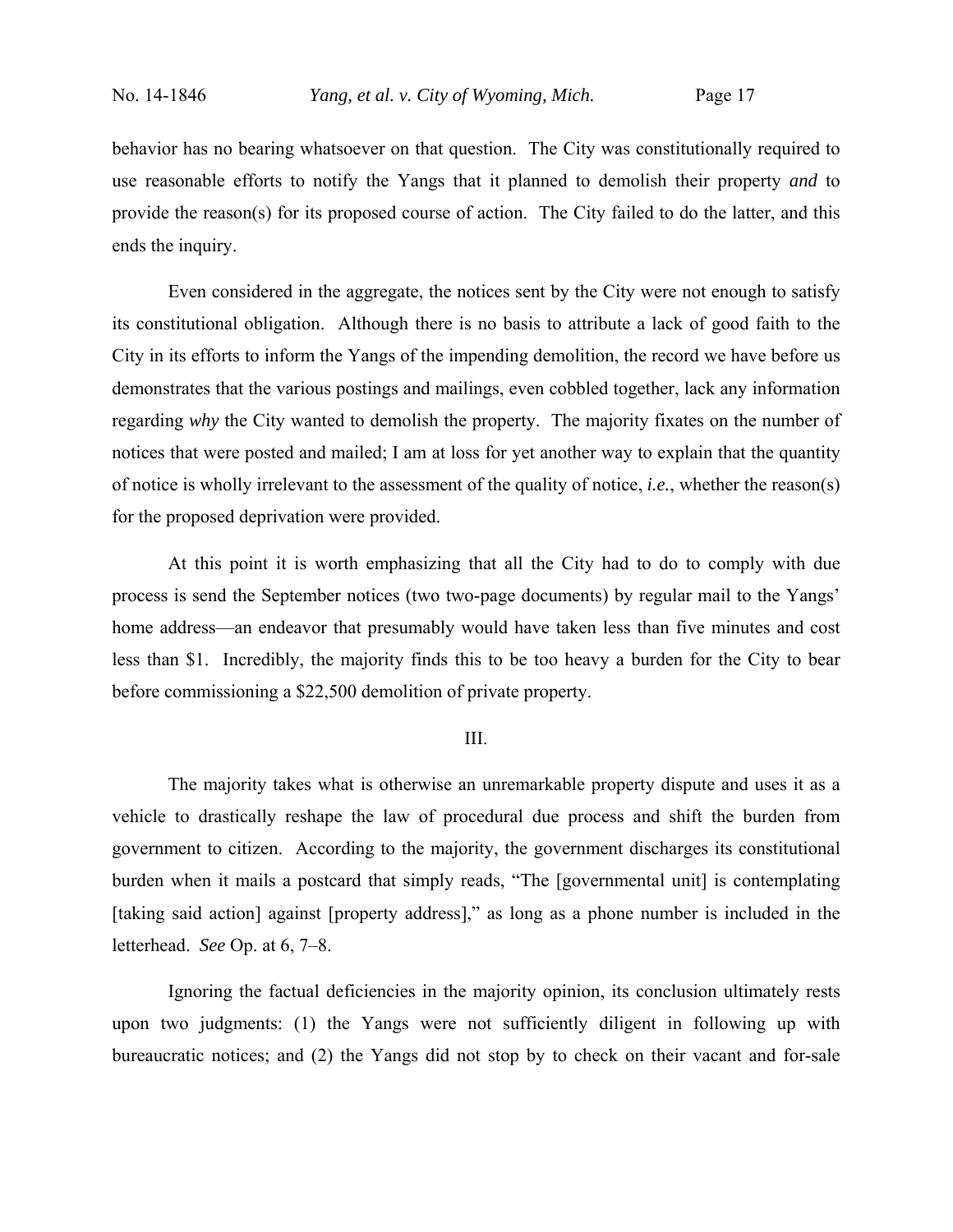behavior has no bearing whatsoever on that question. The City was constitutionally required to use reasonable efforts to notify the Yangs that it planned to demolish their property *and* to provide the reason(s) for its proposed course of action. The City failed to do the latter, and this ends the inquiry.

Even considered in the aggregate, the notices sent by the City were not enough to satisfy its constitutional obligation. Although there is no basis to attribute a lack of good faith to the City in its efforts to inform the Yangs of the impending demolition, the record we have before us demonstrates that the various postings and mailings, even cobbled together, lack any information regarding *why* the City wanted to demolish the property. The majority fixates on the number of notices that were posted and mailed; I am at loss for yet another way to explain that the quantity of notice is wholly irrelevant to the assessment of the quality of notice, *i.e.*, whether the reason(s) for the proposed deprivation were provided.

At this point it is worth emphasizing that all the City had to do to comply with due process is send the September notices (two two-page documents) by regular mail to the Yangs' home address—an endeavor that presumably would have taken less than five minutes and cost less than $1. Incredibly, the majority finds this to be too heavy a burden for the City to bear before commissioning a $22,500 demolition of private property.

## III.

The majority takes what is otherwise an unremarkable property dispute and uses it as a vehicle to drastically reshape the law of procedural due process and shift the burden from government to citizen. According to the majority, the government discharges its constitutional burden when it mails a postcard that simply reads, "The [governmental unit] is contemplating [taking said action] against [property address]," as long as a phone number is included in the letterhead. *See* Op. at 6, 7–8.

Ignoring the factual deficiencies in the majority opinion, its conclusion ultimately rests upon two judgments: (1) the Yangs were not sufficiently diligent in following up with bureaucratic notices; and (2) the Yangs did not stop by to check on their vacant and for-sale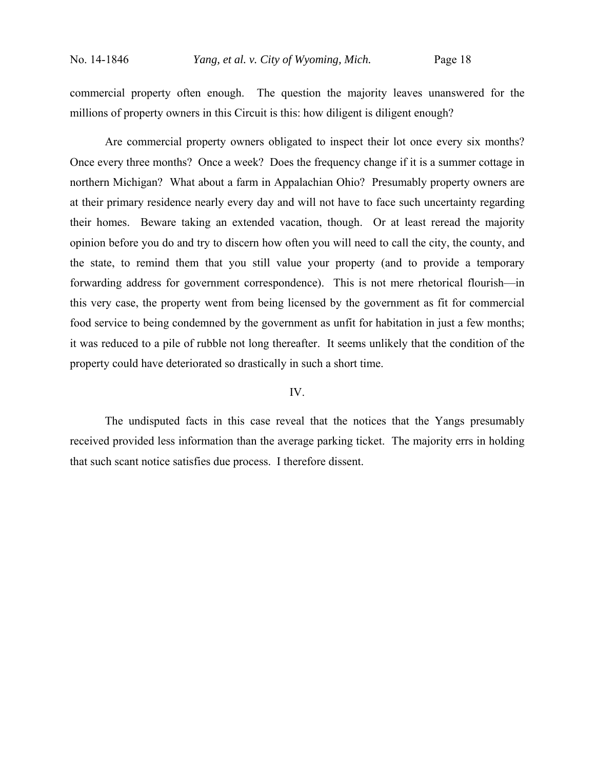commercial property often enough. The question the majority leaves unanswered for the millions of property owners in this Circuit is this: how diligent is diligent enough?

Are commercial property owners obligated to inspect their lot once every six months? Once every three months? Once a week? Does the frequency change if it is a summer cottage in northern Michigan? What about a farm in Appalachian Ohio? Presumably property owners are at their primary residence nearly every day and will not have to face such uncertainty regarding their homes. Beware taking an extended vacation, though. Or at least reread the majority opinion before you do and try to discern how often you will need to call the city, the county, and the state, to remind them that you still value your property (and to provide a temporary forwarding address for government correspondence). This is not mere rhetorical flourish—in this very case, the property went from being licensed by the government as fit for commercial food service to being condemned by the government as unfit for habitation in just a few months; it was reduced to a pile of rubble not long thereafter. It seems unlikely that the condition of the property could have deteriorated so drastically in such a short time.

## IV.

The undisputed facts in this case reveal that the notices that the Yangs presumably received provided less information than the average parking ticket. The majority errs in holding that such scant notice satisfies due process. I therefore dissent.